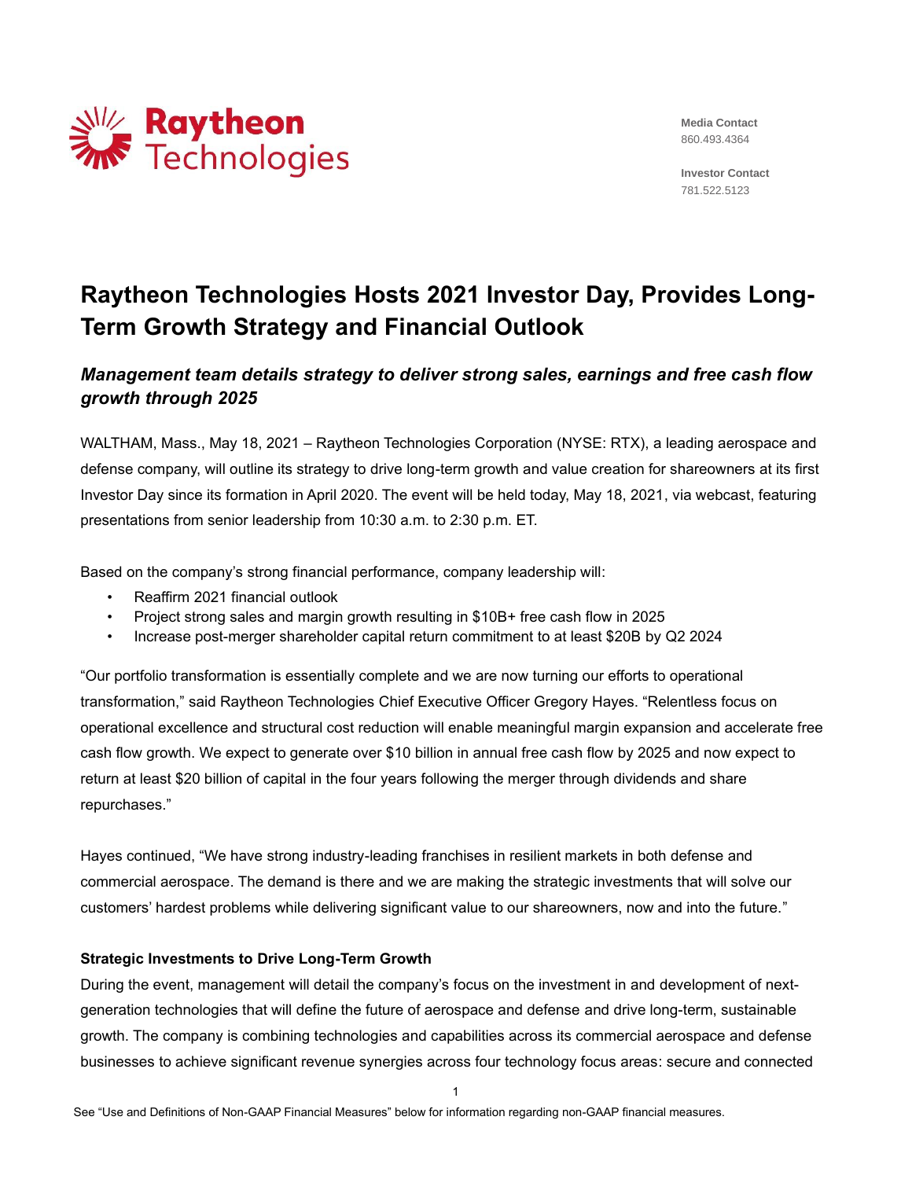Raytheon Technologies

**Media Contact**
860.493.4364

**Investor Contact**
781.522.5123

# Raytheon Technologies Hosts 2021 Investor Day, Provides Long-Term Growth Strategy and Financial Outlook

## *Management team details strategy to deliver strong sales, earnings and free cash flow growth through 2025*

WALTHAM, Mass., May 18, 2021 – Raytheon Technologies Corporation (NYSE: RTX), a leading aerospace and defense company, will outline its strategy to drive long-term growth and value creation for shareowners at its first Investor Day since its formation in April 2020. The event will be held today, May 18, 2021, via webcast, featuring presentations from senior leadership from 10:30 a.m. to 2:30 p.m. ET.

Based on the company's strong financial performance, company leadership will:

- Reaffirm 2021 financial outlook
- Project strong sales and margin growth resulting in $10B+ free cash flow in 2025
- Increase post-merger shareholder capital return commitment to at least $20B by Q2 2024

"Our portfolio transformation is essentially complete and we are now turning our efforts to operational transformation," said Raytheon Technologies Chief Executive Officer Gregory Hayes. "Relentless focus on operational excellence and structural cost reduction will enable meaningful margin expansion and accelerate free cash flow growth. We expect to generate over $10 billion in annual free cash flow by 2025 and now expect to return at least $20 billion of capital in the four years following the merger through dividends and share repurchases."

Hayes continued, "We have strong industry-leading franchises in resilient markets in both defense and commercial aerospace. The demand is there and we are making the strategic investments that will solve our customers' hardest problems while delivering significant value to our shareowners, now and into the future."

**Strategic Investments to Drive Long-Term Growth**

During the event, management will detail the company's focus on the investment in and development of next-generation technologies that will define the future of aerospace and defense and drive long-term, sustainable growth. The company is combining technologies and capabilities across its commercial aerospace and defense businesses to achieve significant revenue synergies across four technology focus areas: secure and connected

See "Use and Definitions of Non-GAAP Financial Measures" below for information regarding non-GAAP financial measures.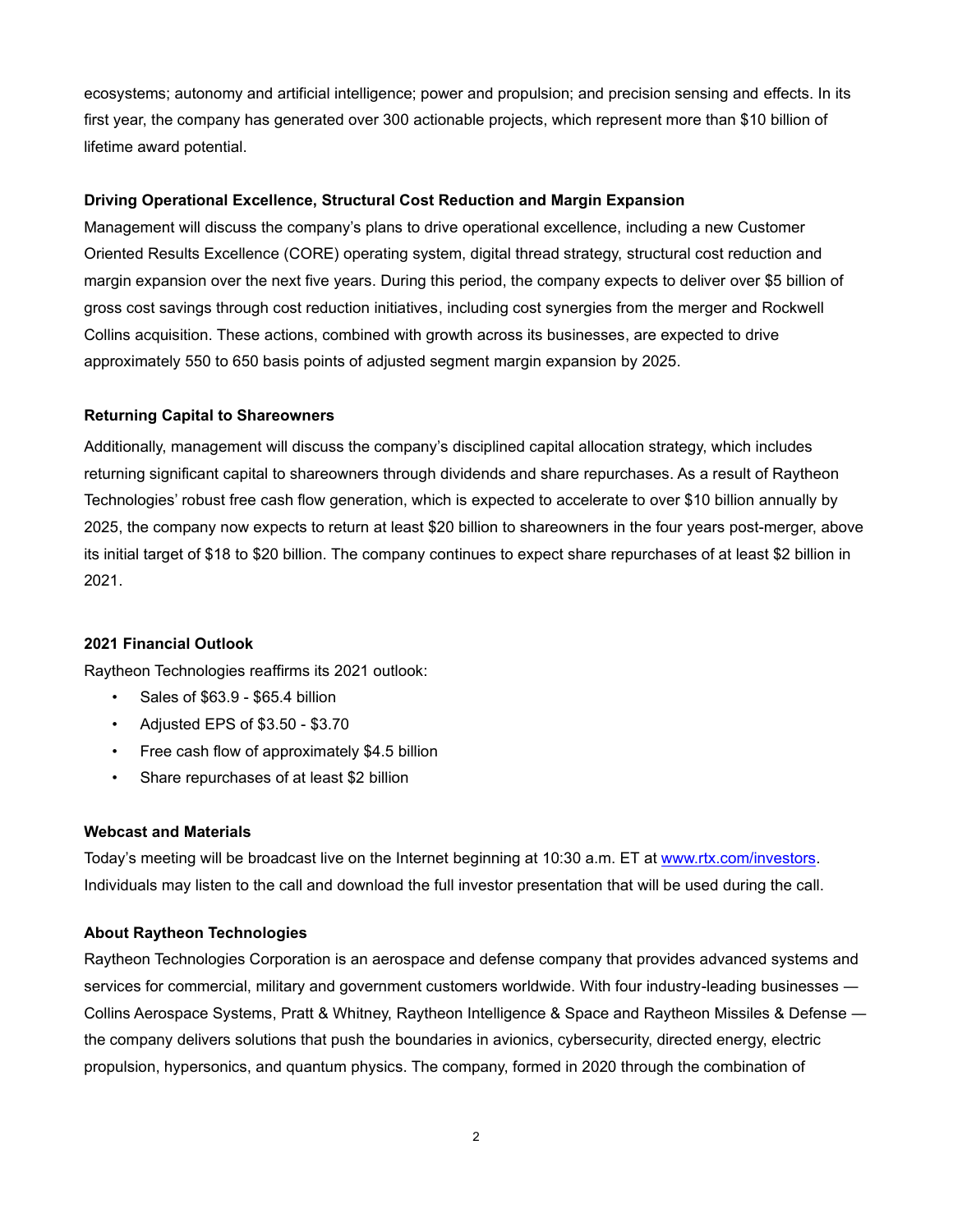ecosystems; autonomy and artificial intelligence; power and propulsion; and precision sensing and effects. In its first year, the company has generated over 300 actionable projects, which represent more than $10 billion of lifetime award potential.

**Driving Operational Excellence, Structural Cost Reduction and Margin Expansion**

Management will discuss the company's plans to drive operational excellence, including a new Customer Oriented Results Excellence (CORE) operating system, digital thread strategy, structural cost reduction and margin expansion over the next five years. During this period, the company expects to deliver over $5 billion of gross cost savings through cost reduction initiatives, including cost synergies from the merger and Rockwell Collins acquisition. These actions, combined with growth across its businesses, are expected to drive approximately 550 to 650 basis points of adjusted segment margin expansion by 2025.

**Returning Capital to Shareowners**

Additionally, management will discuss the company's disciplined capital allocation strategy, which includes returning significant capital to shareowners through dividends and share repurchases. As a result of Raytheon Technologies' robust free cash flow generation, which is expected to accelerate to over $10 billion annually by 2025, the company now expects to return at least $20 billion to shareowners in the four years post-merger, above its initial target of $18 to $20 billion. The company continues to expect share repurchases of at least $2 billion in 2021.

**2021 Financial Outlook**

Raytheon Technologies reaffirms its 2021 outlook:

- Sales of $63.9 - $65.4 billion
- Adjusted EPS of $3.50 - $3.70
- Free cash flow of approximately $4.5 billion
- Share repurchases of at least $2 billion

**Webcast and Materials**

Today's meeting will be broadcast live on the Internet beginning at 10:30 a.m. ET at www.rtx.com/investors. Individuals may listen to the call and download the full investor presentation that will be used during the call.

**About Raytheon Technologies**

Raytheon Technologies Corporation is an aerospace and defense company that provides advanced systems and services for commercial, military and government customers worldwide. With four industry-leading businesses — Collins Aerospace Systems, Pratt & Whitney, Raytheon Intelligence & Space and Raytheon Missiles & Defense — the company delivers solutions that push the boundaries in avionics, cybersecurity, directed energy, electric propulsion, hypersonics, and quantum physics. The company, formed in 2020 through the combination of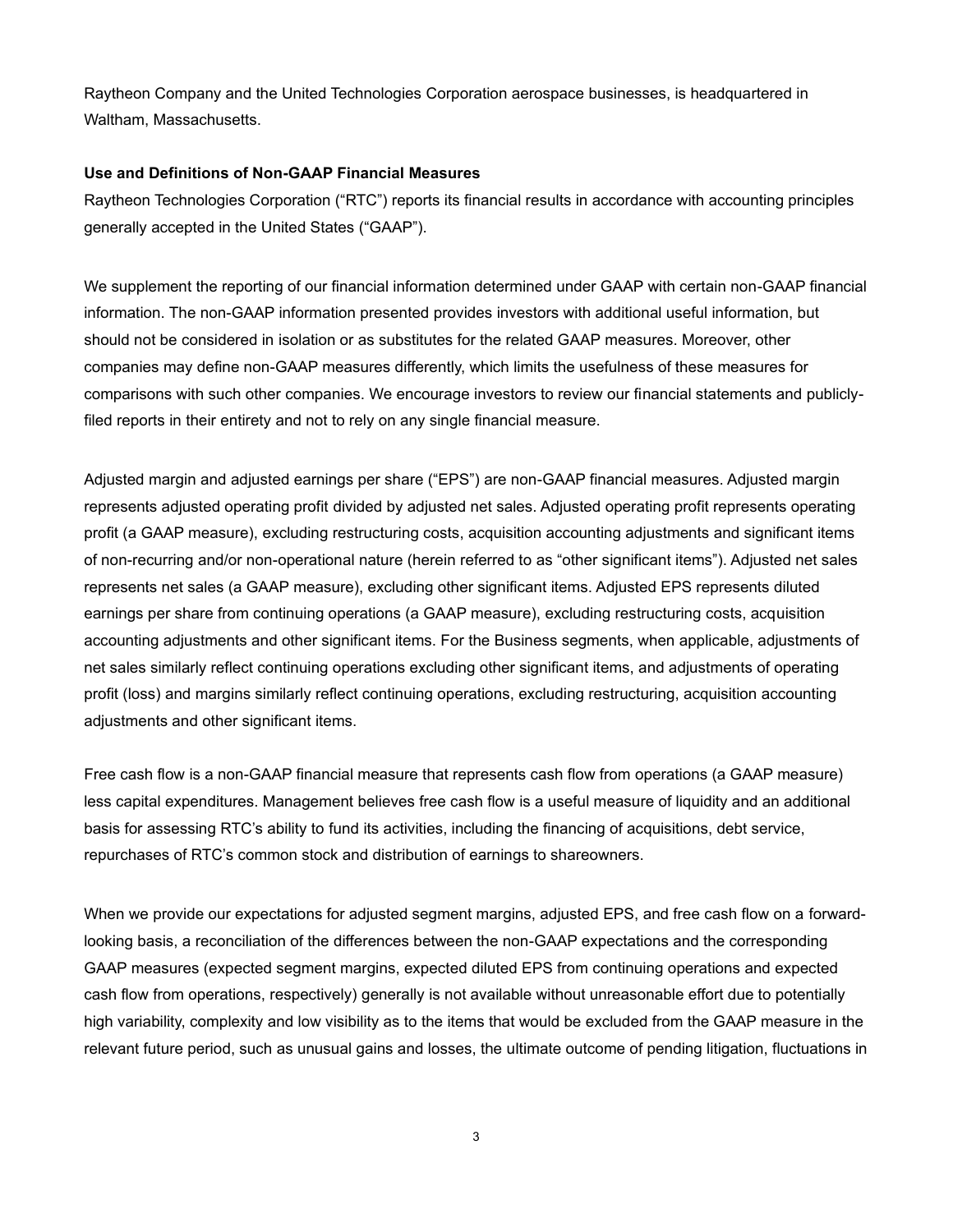Raytheon Company and the United Technologies Corporation aerospace businesses, is headquartered in Waltham, Massachusetts.

**Use and Definitions of Non-GAAP Financial Measures**

Raytheon Technologies Corporation ("RTC") reports its financial results in accordance with accounting principles generally accepted in the United States ("GAAP").

We supplement the reporting of our financial information determined under GAAP with certain non-GAAP financial information. The non-GAAP information presented provides investors with additional useful information, but should not be considered in isolation or as substitutes for the related GAAP measures. Moreover, other companies may define non-GAAP measures differently, which limits the usefulness of these measures for comparisons with such other companies. We encourage investors to review our financial statements and publicly-filed reports in their entirety and not to rely on any single financial measure.

Adjusted margin and adjusted earnings per share ("EPS") are non-GAAP financial measures. Adjusted margin represents adjusted operating profit divided by adjusted net sales. Adjusted operating profit represents operating profit (a GAAP measure), excluding restructuring costs, acquisition accounting adjustments and significant items of non-recurring and/or non-operational nature (herein referred to as "other significant items"). Adjusted net sales represents net sales (a GAAP measure), excluding other significant items. Adjusted EPS represents diluted earnings per share from continuing operations (a GAAP measure), excluding restructuring costs, acquisition accounting adjustments and other significant items. For the Business segments, when applicable, adjustments of net sales similarly reflect continuing operations excluding other significant items, and adjustments of operating profit (loss) and margins similarly reflect continuing operations, excluding restructuring, acquisition accounting adjustments and other significant items.

Free cash flow is a non-GAAP financial measure that represents cash flow from operations (a GAAP measure) less capital expenditures. Management believes free cash flow is a useful measure of liquidity and an additional basis for assessing RTC's ability to fund its activities, including the financing of acquisitions, debt service, repurchases of RTC's common stock and distribution of earnings to shareowners.

When we provide our expectations for adjusted segment margins, adjusted EPS, and free cash flow on a forward-looking basis, a reconciliation of the differences between the non-GAAP expectations and the corresponding GAAP measures (expected segment margins, expected diluted EPS from continuing operations and expected cash flow from operations, respectively) generally is not available without unreasonable effort due to potentially high variability, complexity and low visibility as to the items that would be excluded from the GAAP measure in the relevant future period, such as unusual gains and losses, the ultimate outcome of pending litigation, fluctuations in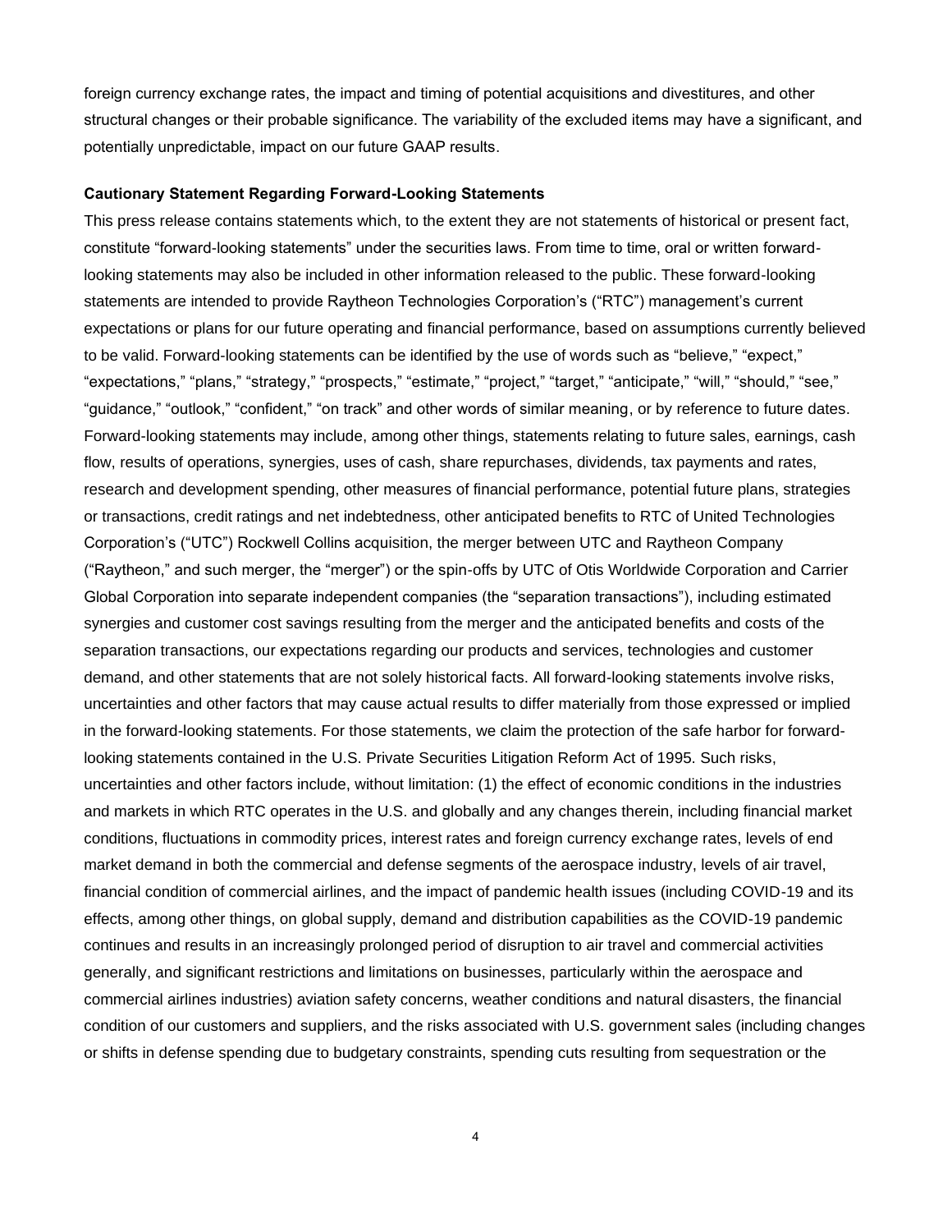foreign currency exchange rates, the impact and timing of potential acquisitions and divestitures, and other structural changes or their probable significance. The variability of the excluded items may have a significant, and potentially unpredictable, impact on our future GAAP results.

**Cautionary Statement Regarding Forward-Looking Statements**

This press release contains statements which, to the extent they are not statements of historical or present fact, constitute "forward-looking statements" under the securities laws. From time to time, oral or written forward-looking statements may also be included in other information released to the public. These forward-looking statements are intended to provide Raytheon Technologies Corporation's ("RTC") management's current expectations or plans for our future operating and financial performance, based on assumptions currently believed to be valid. Forward-looking statements can be identified by the use of words such as "believe," "expect," "expectations," "plans," "strategy," "prospects," "estimate," "project," "target," "anticipate," "will," "should," "see," "guidance," "outlook," "confident," "on track" and other words of similar meaning, or by reference to future dates. Forward-looking statements may include, among other things, statements relating to future sales, earnings, cash flow, results of operations, synergies, uses of cash, share repurchases, dividends, tax payments and rates, research and development spending, other measures of financial performance, potential future plans, strategies or transactions, credit ratings and net indebtedness, other anticipated benefits to RTC of United Technologies Corporation's ("UTC") Rockwell Collins acquisition, the merger between UTC and Raytheon Company ("Raytheon," and such merger, the "merger") or the spin-offs by UTC of Otis Worldwide Corporation and Carrier Global Corporation into separate independent companies (the "separation transactions"), including estimated synergies and customer cost savings resulting from the merger and the anticipated benefits and costs of the separation transactions, our expectations regarding our products and services, technologies and customer demand, and other statements that are not solely historical facts. All forward-looking statements involve risks, uncertainties and other factors that may cause actual results to differ materially from those expressed or implied in the forward-looking statements. For those statements, we claim the protection of the safe harbor for forward-looking statements contained in the U.S. Private Securities Litigation Reform Act of 1995. Such risks, uncertainties and other factors include, without limitation: (1) the effect of economic conditions in the industries and markets in which RTC operates in the U.S. and globally and any changes therein, including financial market conditions, fluctuations in commodity prices, interest rates and foreign currency exchange rates, levels of end market demand in both the commercial and defense segments of the aerospace industry, levels of air travel, financial condition of commercial airlines, and the impact of pandemic health issues (including COVID-19 and its effects, among other things, on global supply, demand and distribution capabilities as the COVID-19 pandemic continues and results in an increasingly prolonged period of disruption to air travel and commercial activities generally, and significant restrictions and limitations on businesses, particularly within the aerospace and commercial airlines industries) aviation safety concerns, weather conditions and natural disasters, the financial condition of our customers and suppliers, and the risks associated with U.S. government sales (including changes or shifts in defense spending due to budgetary constraints, spending cuts resulting from sequestration or the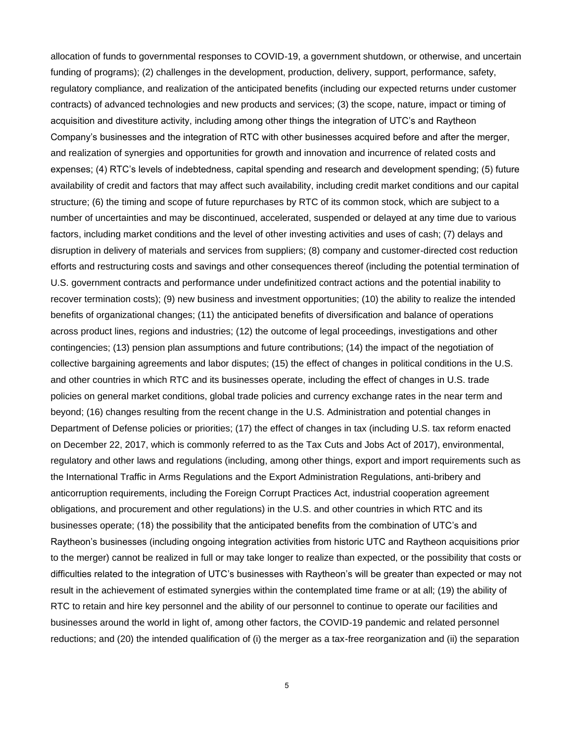allocation of funds to governmental responses to COVID-19, a government shutdown, or otherwise, and uncertain funding of programs); (2) challenges in the development, production, delivery, support, performance, safety, regulatory compliance, and realization of the anticipated benefits (including our expected returns under customer contracts) of advanced technologies and new products and services; (3) the scope, nature, impact or timing of acquisition and divestiture activity, including among other things the integration of UTC's and Raytheon Company's businesses and the integration of RTC with other businesses acquired before and after the merger, and realization of synergies and opportunities for growth and innovation and incurrence of related costs and expenses; (4) RTC's levels of indebtedness, capital spending and research and development spending; (5) future availability of credit and factors that may affect such availability, including credit market conditions and our capital structure; (6) the timing and scope of future repurchases by RTC of its common stock, which are subject to a number of uncertainties and may be discontinued, accelerated, suspended or delayed at any time due to various factors, including market conditions and the level of other investing activities and uses of cash; (7) delays and disruption in delivery of materials and services from suppliers; (8) company and customer-directed cost reduction efforts and restructuring costs and savings and other consequences thereof (including the potential termination of U.S. government contracts and performance under undefinitized contract actions and the potential inability to recover termination costs); (9) new business and investment opportunities; (10) the ability to realize the intended benefits of organizational changes; (11) the anticipated benefits of diversification and balance of operations across product lines, regions and industries; (12) the outcome of legal proceedings, investigations and other contingencies; (13) pension plan assumptions and future contributions; (14) the impact of the negotiation of collective bargaining agreements and labor disputes; (15) the effect of changes in political conditions in the U.S. and other countries in which RTC and its businesses operate, including the effect of changes in U.S. trade policies on general market conditions, global trade policies and currency exchange rates in the near term and beyond; (16) changes resulting from the recent change in the U.S. Administration and potential changes in Department of Defense policies or priorities; (17) the effect of changes in tax (including U.S. tax reform enacted on December 22, 2017, which is commonly referred to as the Tax Cuts and Jobs Act of 2017), environmental, regulatory and other laws and regulations (including, among other things, export and import requirements such as the International Traffic in Arms Regulations and the Export Administration Regulations, anti-bribery and anticorruption requirements, including the Foreign Corrupt Practices Act, industrial cooperation agreement obligations, and procurement and other regulations) in the U.S. and other countries in which RTC and its businesses operate; (18) the possibility that the anticipated benefits from the combination of UTC's and Raytheon's businesses (including ongoing integration activities from historic UTC and Raytheon acquisitions prior to the merger) cannot be realized in full or may take longer to realize than expected, or the possibility that costs or difficulties related to the integration of UTC's businesses with Raytheon's will be greater than expected or may not result in the achievement of estimated synergies within the contemplated time frame or at all; (19) the ability of RTC to retain and hire key personnel and the ability of our personnel to continue to operate our facilities and businesses around the world in light of, among other factors, the COVID-19 pandemic and related personnel reductions; and (20) the intended qualification of (i) the merger as a tax-free reorganization and (ii) the separation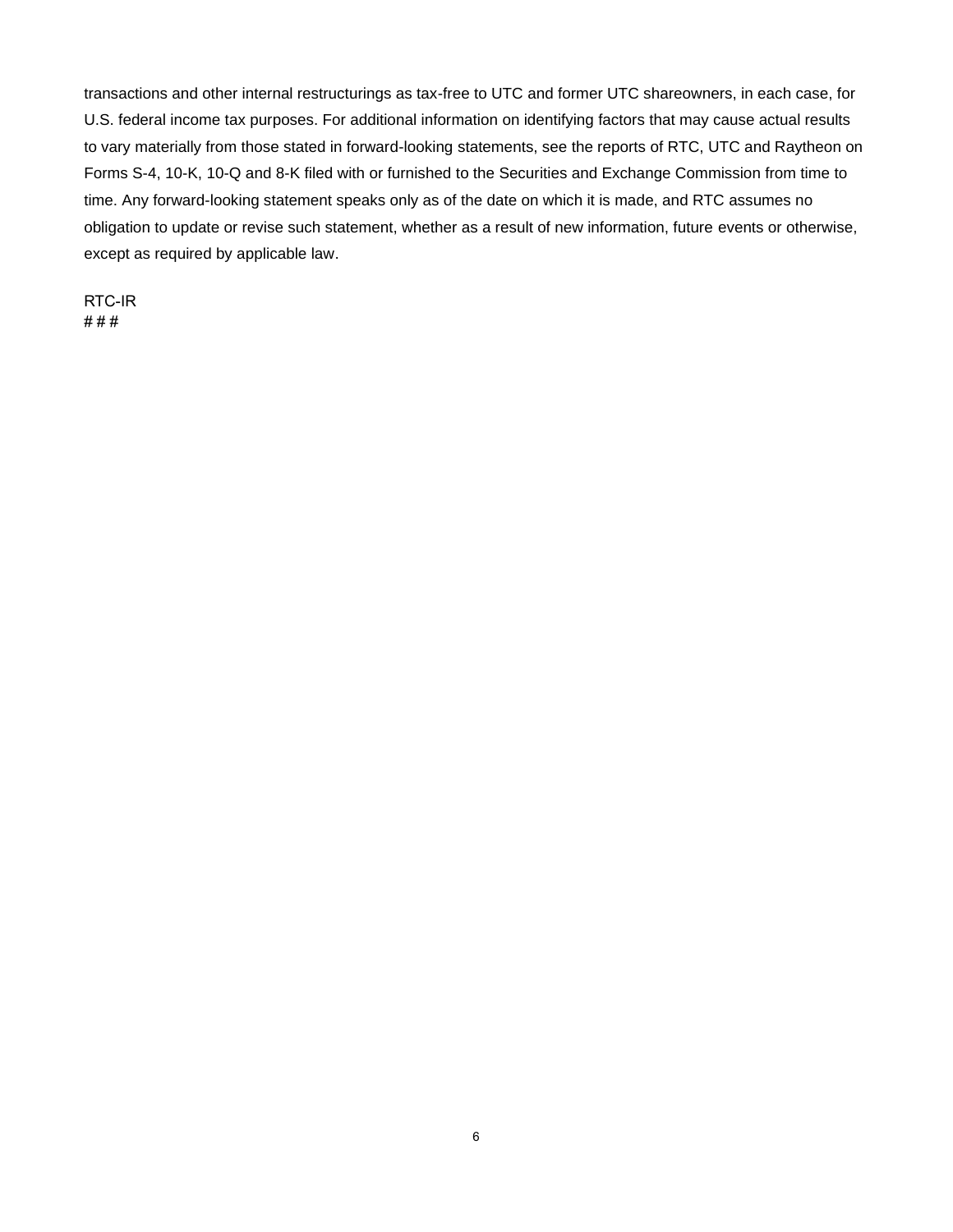transactions and other internal restructurings as tax-free to UTC and former UTC shareowners, in each case, for U.S. federal income tax purposes. For additional information on identifying factors that may cause actual results to vary materially from those stated in forward-looking statements, see the reports of RTC, UTC and Raytheon on Forms S-4, 10-K, 10-Q and 8-K filed with or furnished to the Securities and Exchange Commission from time to time. Any forward-looking statement speaks only as of the date on which it is made, and RTC assumes no obligation to update or revise such statement, whether as a result of new information, future events or otherwise, except as required by applicable law.

RTC-IR
# # #